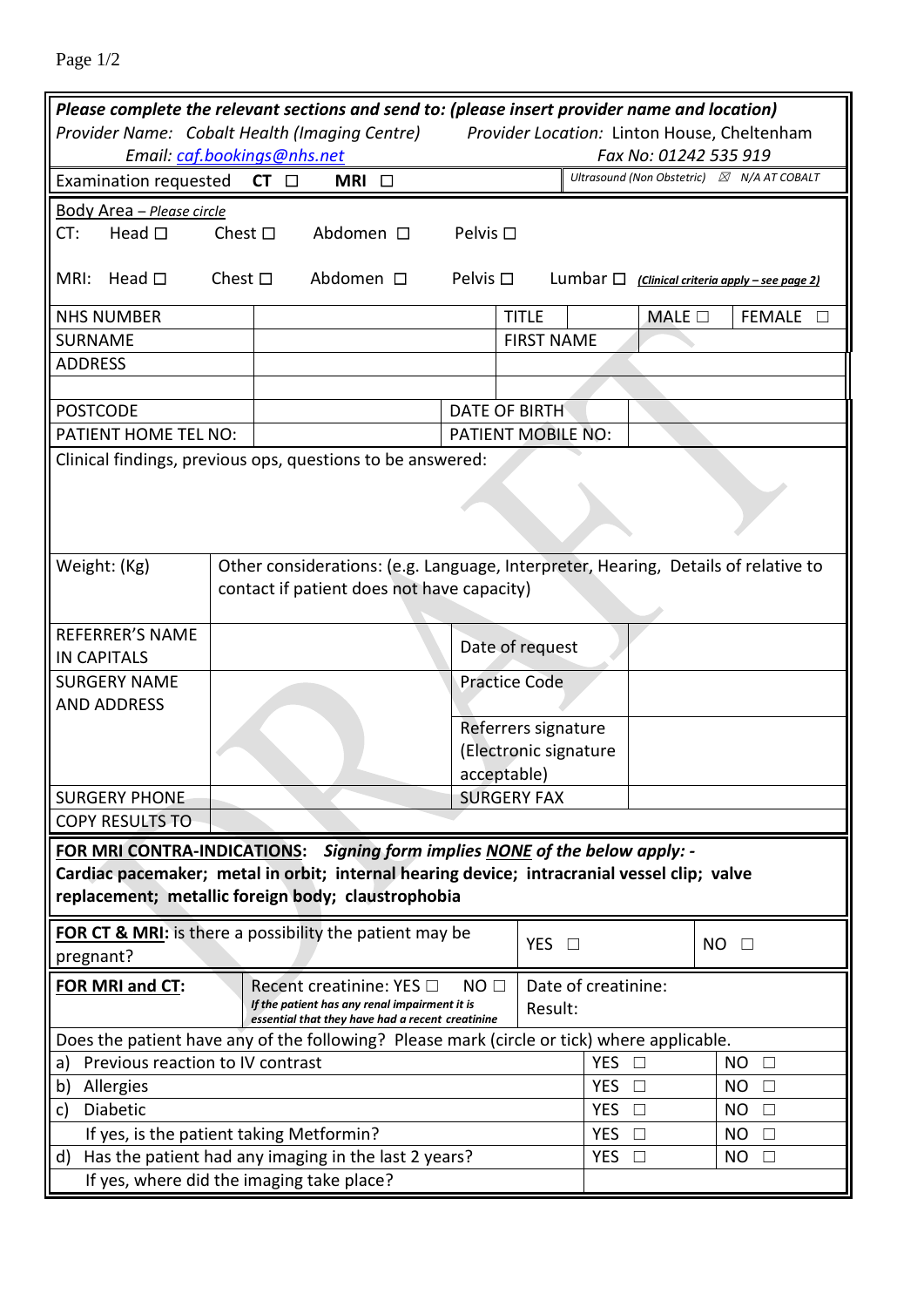***Please complete the relevant sections and send to: (please insert provider name and location)***

*Provider Name:* *Cobalt Health (Imaging Centre)* *Provider Location:* Linton House, Cheltenham

*Email: caf.bookings@nhs.net* *Fax No: 01242 535 919*

| Examination requested **CT** ☐ **MRI** ☐ | *Ultrasound (Non Obstetric)* ☒ *N/A AT COBALT* |
|---|---|

Body Area – *Please circle*

CT: Head ☐ Chest ☐ Abdomen ☐ Pelvis ☐

MRI: Head ☐ Chest ☐ Abdomen ☐ Pelvis ☐ Lumbar ☐ ***(Clinical criteria apply – see page 2)***

| NHS NUMBER | | TITLE | | MALE ☐ | FEMALE ☐ |
|---|---|---|---|---|---|
| SURNAME | | FIRST NAME | | | |
| ADDRESS | | | | | |
| | | | | | |
| POSTCODE | | DATE OF BIRTH | | | |
| PATIENT HOME TEL NO: | | PATIENT MOBILE NO: | | | |

Clinical findings, previous ops, questions to be answered:

| Weight: (Kg) | Other considerations: (e.g. Language, Interpreter, Hearing, Details of relative to contact if patient does not have capacity) |
|---|---|

| REFERRER'S NAME IN CAPITALS | | Date of request | |
|---|---|---|---|
| SURGERY NAME AND ADDRESS | | Practice Code | |
| | | Referrers signature (Electronic signature acceptable) | |
| SURGERY PHONE | | SURGERY FAX | |
| COPY RESULTS TO | | | |

**FOR MRI CONTRA-INDICATIONS:** ***Signing form implies NONE of the below apply: -***
**Cardiac pacemaker; metal in orbit; internal hearing device; intracranial vessel clip; valve replacement; metallic foreign body; claustrophobia**

| **FOR CT & MRI:** is there a possibility the patient may be pregnant? | YES ☐ | NO ☐ |
|---|---|---|

| **FOR MRI and CT:** | Recent creatinine: YES ☐ NO ☐ *If the patient has any renal impairment it is essential that they have had a recent creatinine* | Date of creatinine: Result: |
|---|---|---|

| Does the patient have any of the following? Please mark (circle or tick) where applicable. | | |
|---|---|---|
| a) Previous reaction to IV contrast | YES ☐ | NO ☐ |
| b) Allergies | YES ☐ | NO ☐ |
| c) Diabetic | YES ☐ | NO ☐ |
| If yes, is the patient taking Metformin? | YES ☐ | NO ☐ |
| d) Has the patient had any imaging in the last 2 years? | YES ☐ | NO ☐ |
| If yes, where did the imaging take place? | | |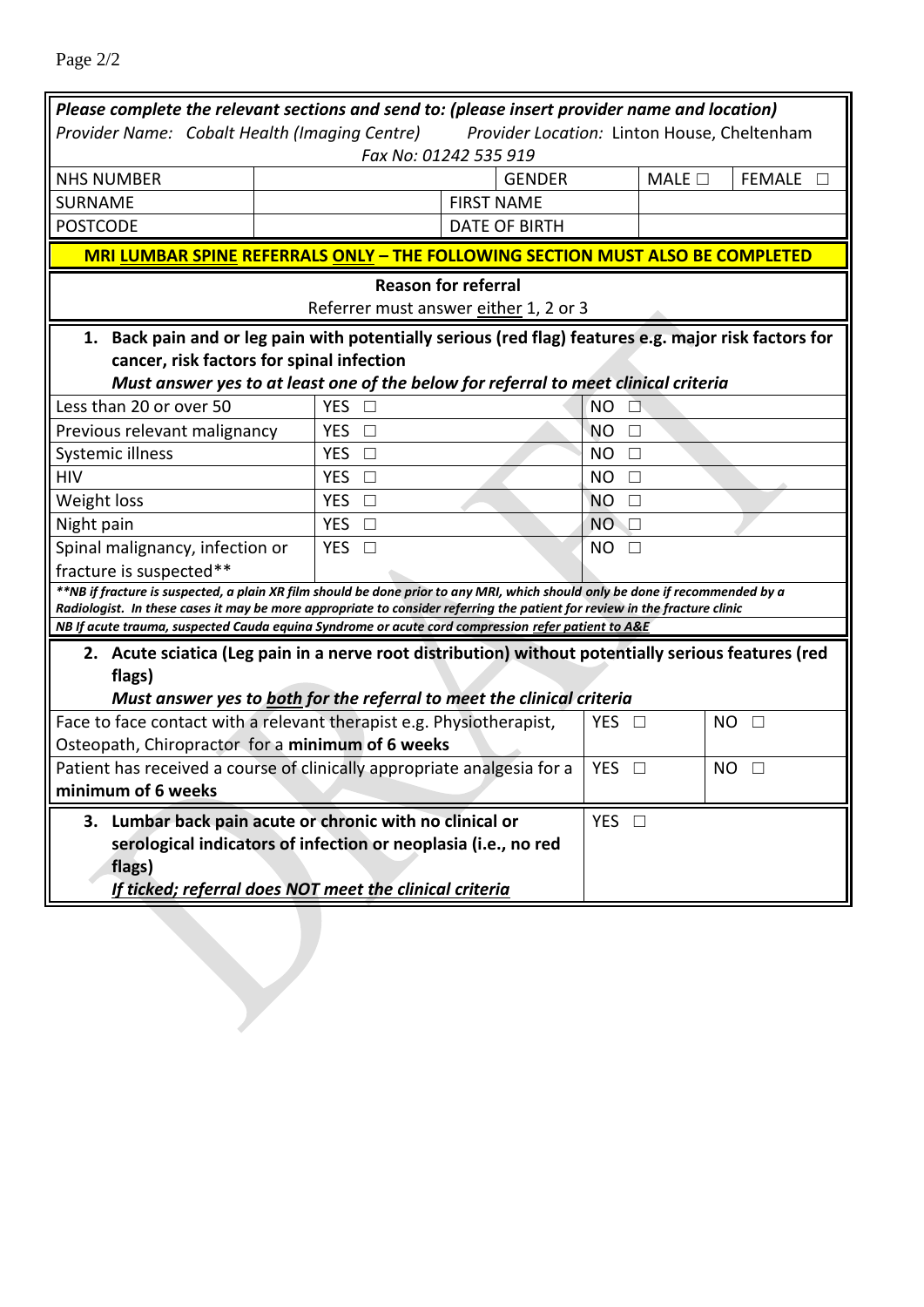***Please complete the relevant sections and send to: (please insert provider name and location)***

*Provider Name: Cobalt Health (Imaging Centre)* *Provider Location:* Linton House, Cheltenham

*Fax No: 01242 535 919*

| | | | | | |
|---|---|---|---|---|---|
| NHS NUMBER | | GENDER | | MALE ☐ | FEMALE ☐ |
| SURNAME | | FIRST NAME | | | |
| POSTCODE | | DATE OF BIRTH | | | |

**MRI <u>LUMBAR SPINE</u> REFERRALS <u>ONLY</u> – THE FOLLOWING SECTION MUST ALSO BE COMPLETED**

**Reason for referral**

Referrer must answer <u>either</u> 1, 2 or 3

**1. Back pain and or leg pain with potentially serious (red flag) features e.g. major risk factors for cancer, risk factors for spinal infection**

***Must answer yes to at least one of the below for referral to meet clinical criteria***

| | | |
|---|---|---|
| Less than 20 or over 50 | YES ☐ | NO ☐ |
| Previous relevant malignancy | YES ☐ | NO ☐ |
| Systemic illness | YES ☐ | NO ☐ |
| HIV | YES ☐ | NO ☐ |
| Weight loss | YES ☐ | NO ☐ |
| Night pain | YES ☐ | NO ☐ |
| Spinal malignancy, infection or fracture is suspected** | YES ☐ | NO ☐ |

***\*\*NB if fracture is suspected, a plain XR film should be done prior to any MRI, which should only be done if recommended by a Radiologist. In these cases it may be more appropriate to consider referring the patient for review in the fracture clinic***

***NB If acute trauma, suspected Cauda equina Syndrome or acute cord compression <u>refer patient to A&E</u>***

**2. Acute sciatica (Leg pain in a nerve root distribution) without potentially serious features (red flags)**

***Must answer yes to <u>both</u> for the referral to meet the clinical criteria***

| | | |
|---|---|---|
| Face to face contact with a relevant therapist e.g. Physiotherapist, Osteopath, Chiropractor for a **minimum of 6 weeks** | YES ☐ | NO ☐ |
| Patient has received a course of clinically appropriate analgesia for a **minimum of 6 weeks** | YES ☐ | NO ☐ |

| | |
|---|---|
| **3. Lumbar back pain acute or chronic with no clinical or serological indicators of infection or neoplasia (i.e., no red flags)** <br> ***<u>If ticked; referral does NOT meet the clinical criteria</u>*** | YES ☐ |